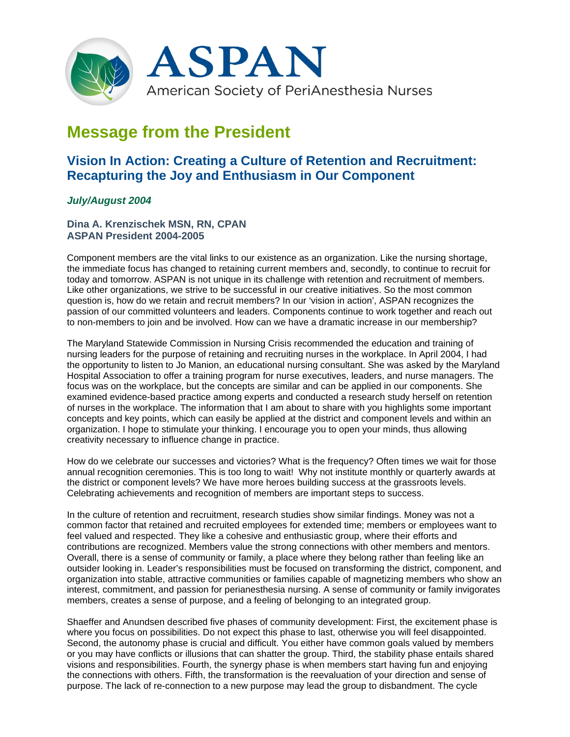# ASPAN

American Society of PeriAnesthesia Nurses

## Message from the President

### Vision In Action: Creating a Culture of Retention and Recruitment: Recapturing the Joy and Enthusiasm in Our Component

***July/August 2004***

**Dina A. Krenzischek MSN, RN, CPAN**
**ASPAN President 2004-2005**

Component members are the vital links to our existence as an organization. Like the nursing shortage, the immediate focus has changed to retaining current members and, secondly, to continue to recruit for today and tomorrow. ASPAN is not unique in its challenge with retention and recruitment of members. Like other organizations, we strive to be successful in our creative initiatives. So the most common question is, how do we retain and recruit members? In our 'vision in action', ASPAN recognizes the passion of our committed volunteers and leaders. Components continue to work together and reach out to non-members to join and be involved. How can we have a dramatic increase in our membership?

The Maryland Statewide Commission in Nursing Crisis recommended the education and training of nursing leaders for the purpose of retaining and recruiting nurses in the workplace. In April 2004, I had the opportunity to listen to Jo Manion, an educational nursing consultant. She was asked by the Maryland Hospital Association to offer a training program for nurse executives, leaders, and nurse managers. The focus was on the workplace, but the concepts are similar and can be applied in our components. She examined evidence-based practice among experts and conducted a research study herself on retention of nurses in the workplace. The information that I am about to share with you highlights some important concepts and key points, which can easily be applied at the district and component levels and within an organization. I hope to stimulate your thinking. I encourage you to open your minds, thus allowing creativity necessary to influence change in practice.

How do we celebrate our successes and victories? What is the frequency? Often times we wait for those annual recognition ceremonies. This is too long to wait! Why not institute monthly or quarterly awards at the district or component levels? We have more heroes building success at the grassroots levels. Celebrating achievements and recognition of members are important steps to success.

In the culture of retention and recruitment, research studies show similar findings. Money was not a common factor that retained and recruited employees for extended time; members or employees want to feel valued and respected. They like a cohesive and enthusiastic group, where their efforts and contributions are recognized. Members value the strong connections with other members and mentors. Overall, there is a sense of community or family, a place where they belong rather than feeling like an outsider looking in. Leader's responsibilities must be focused on transforming the district, component, and organization into stable, attractive communities or families capable of magnetizing members who show an interest, commitment, and passion for perianesthesia nursing. A sense of community or family invigorates members, creates a sense of purpose, and a feeling of belonging to an integrated group.

Shaeffer and Anundsen described five phases of community development: First, the excitement phase is where you focus on possibilities. Do not expect this phase to last, otherwise you will feel disappointed. Second, the autonomy phase is crucial and difficult. You either have common goals valued by members or you may have conflicts or illusions that can shatter the group. Third, the stability phase entails shared visions and responsibilities. Fourth, the synergy phase is when members start having fun and enjoying the connections with others. Fifth, the transformation is the reevaluation of your direction and sense of purpose. The lack of re-connection to a new purpose may lead the group to disbandment. The cycle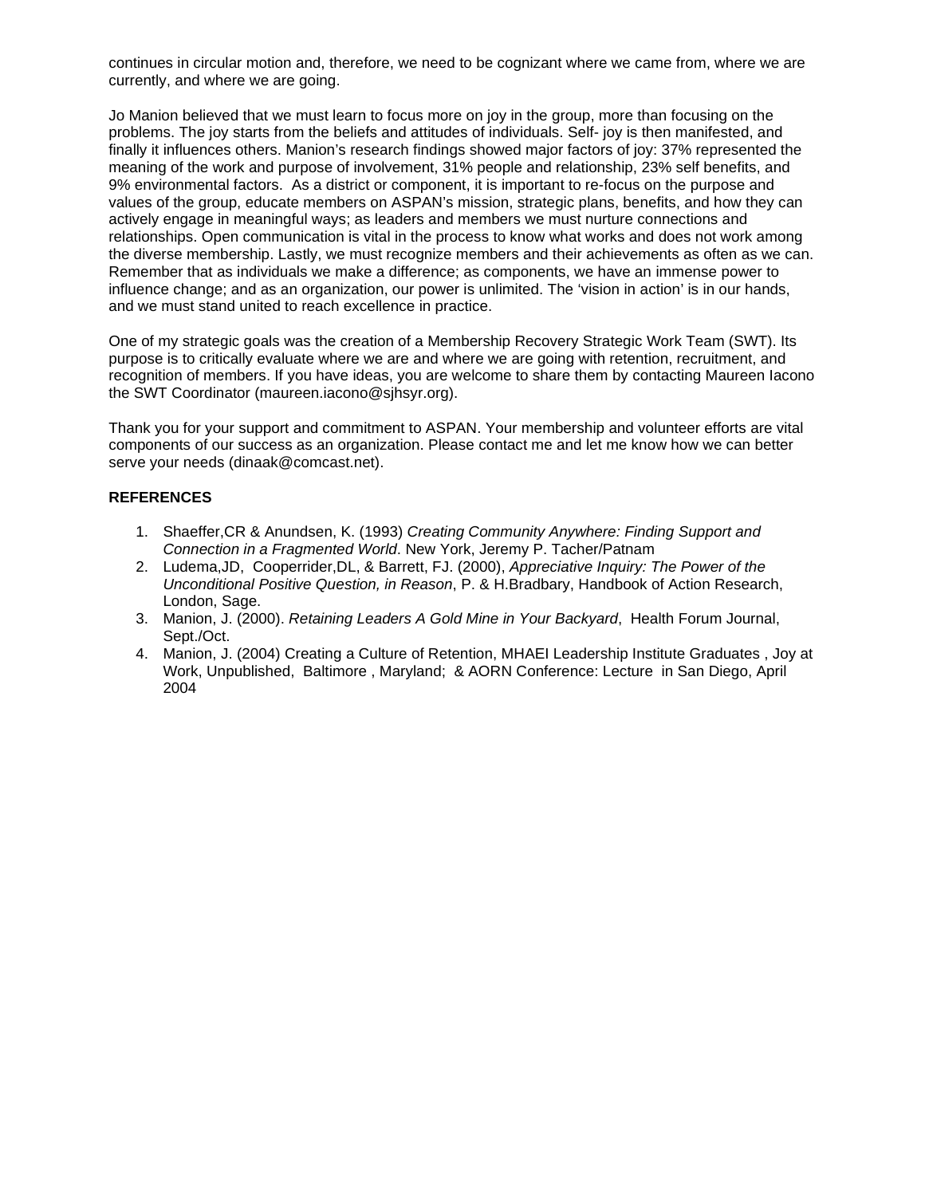continues in circular motion and, therefore, we need to be cognizant where we came from, where we are currently, and where we are going.

Jo Manion believed that we must learn to focus more on joy in the group, more than focusing on the problems. The joy starts from the beliefs and attitudes of individuals. Self- joy is then manifested, and finally it influences others. Manion's research findings showed major factors of joy: 37% represented the meaning of the work and purpose of involvement, 31% people and relationship, 23% self benefits, and 9% environmental factors. As a district or component, it is important to re-focus on the purpose and values of the group, educate members on ASPAN's mission, strategic plans, benefits, and how they can actively engage in meaningful ways; as leaders and members we must nurture connections and relationships. Open communication is vital in the process to know what works and does not work among the diverse membership. Lastly, we must recognize members and their achievements as often as we can. Remember that as individuals we make a difference; as components, we have an immense power to influence change; and as an organization, our power is unlimited. The 'vision in action' is in our hands, and we must stand united to reach excellence in practice.

One of my strategic goals was the creation of a Membership Recovery Strategic Work Team (SWT). Its purpose is to critically evaluate where we are and where we are going with retention, recruitment, and recognition of members. If you have ideas, you are welcome to share them by contacting Maureen Iacono the SWT Coordinator (maureen.iacono@sjhsyr.org).

Thank you for your support and commitment to ASPAN. Your membership and volunteer efforts are vital components of our success as an organization. Please contact me and let me know how we can better serve your needs (dinaak@comcast.net).

**REFERENCES**

1. Shaeffer,CR & Anundsen, K. (1993) *Creating Community Anywhere: Finding Support and Connection in a Fragmented World*. New York, Jeremy P. Tacher/Patnam
2. Ludema,JD, Cooperrider,DL, & Barrett, FJ. (2000), *Appreciative Inquiry: The Power of the Unconditional Positive Question, in Reason*, P. & H.Bradbary, Handbook of Action Research, London, Sage.
3. Manion, J. (2000). *Retaining Leaders A Gold Mine in Your Backyard*, Health Forum Journal, Sept./Oct.
4. Manion, J. (2004) Creating a Culture of Retention, MHAEI Leadership Institute Graduates , Joy at Work, Unpublished, Baltimore , Maryland; & AORN Conference: Lecture in San Diego, April 2004